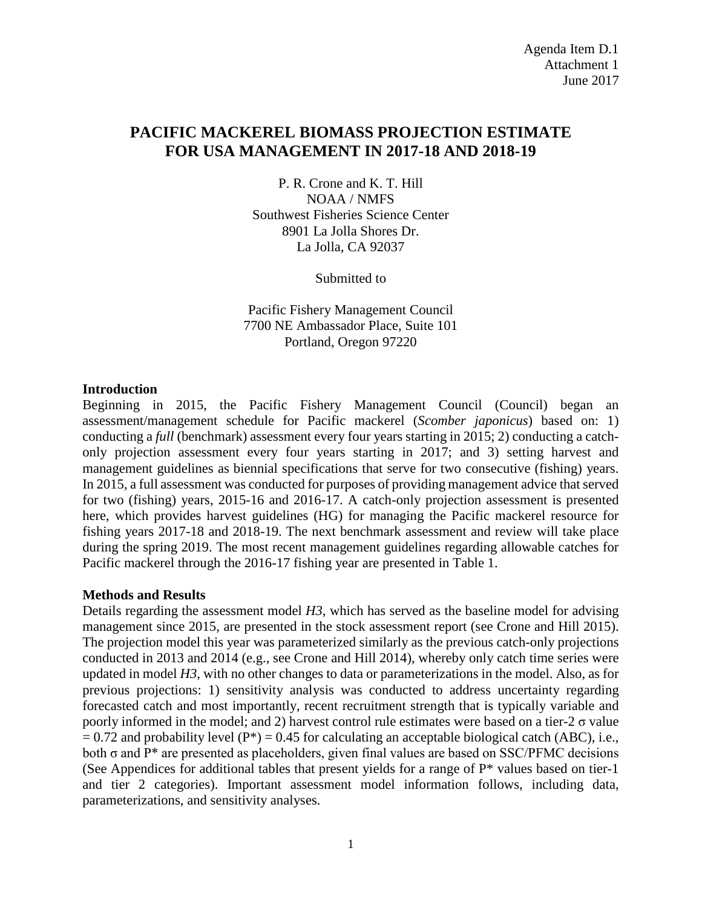Agenda Item D.1
Attachment 1
June 2017

# PACIFIC MACKEREL BIOMASS PROJECTION ESTIMATE FOR USA MANAGEMENT IN 2017-18 AND 2018-19

P. R. Crone and K. T. Hill
NOAA / NMFS
Southwest Fisheries Science Center
8901 La Jolla Shores Dr.
La Jolla, CA 92037

Submitted to

Pacific Fishery Management Council
7700 NE Ambassador Place, Suite 101
Portland, Oregon 97220

## Introduction

Beginning in 2015, the Pacific Fishery Management Council (Council) began an assessment/management schedule for Pacific mackerel (*Scomber japonicus*) based on: 1) conducting a *full* (benchmark) assessment every four years starting in 2015; 2) conducting a catch-only projection assessment every four years starting in 2017; and 3) setting harvest and management guidelines as biennial specifications that serve for two consecutive (fishing) years. In 2015, a full assessment was conducted for purposes of providing management advice that served for two (fishing) years, 2015-16 and 2016-17. A catch-only projection assessment is presented here, which provides harvest guidelines (HG) for managing the Pacific mackerel resource for fishing years 2017-18 and 2018-19. The next benchmark assessment and review will take place during the spring 2019. The most recent management guidelines regarding allowable catches for Pacific mackerel through the 2016-17 fishing year are presented in Table 1.

## Methods and Results

Details regarding the assessment model *H3*, which has served as the baseline model for advising management since 2015, are presented in the stock assessment report (see Crone and Hill 2015). The projection model this year was parameterized similarly as the previous catch-only projections conducted in 2013 and 2014 (e.g., see Crone and Hill 2014), whereby only catch time series were updated in model *H3*, with no other changes to data or parameterizations in the model. Also, as for previous projections: 1) sensitivity analysis was conducted to address uncertainty regarding forecasted catch and most importantly, recent recruitment strength that is typically variable and poorly informed in the model; and 2) harvest control rule estimates were based on a tier-2 $\sigma$ value $= 0.72$ and probability level ($P^*$) $= 0.45$ for calculating an acceptable biological catch (ABC), i.e., both $\sigma$ and $P^*$ are presented as placeholders, given final values are based on SSC/PFMC decisions (See Appendices for additional tables that present yields for a range of $P^*$ values based on tier-1 and tier 2 categories). Important assessment model information follows, including data, parameterizations, and sensitivity analyses.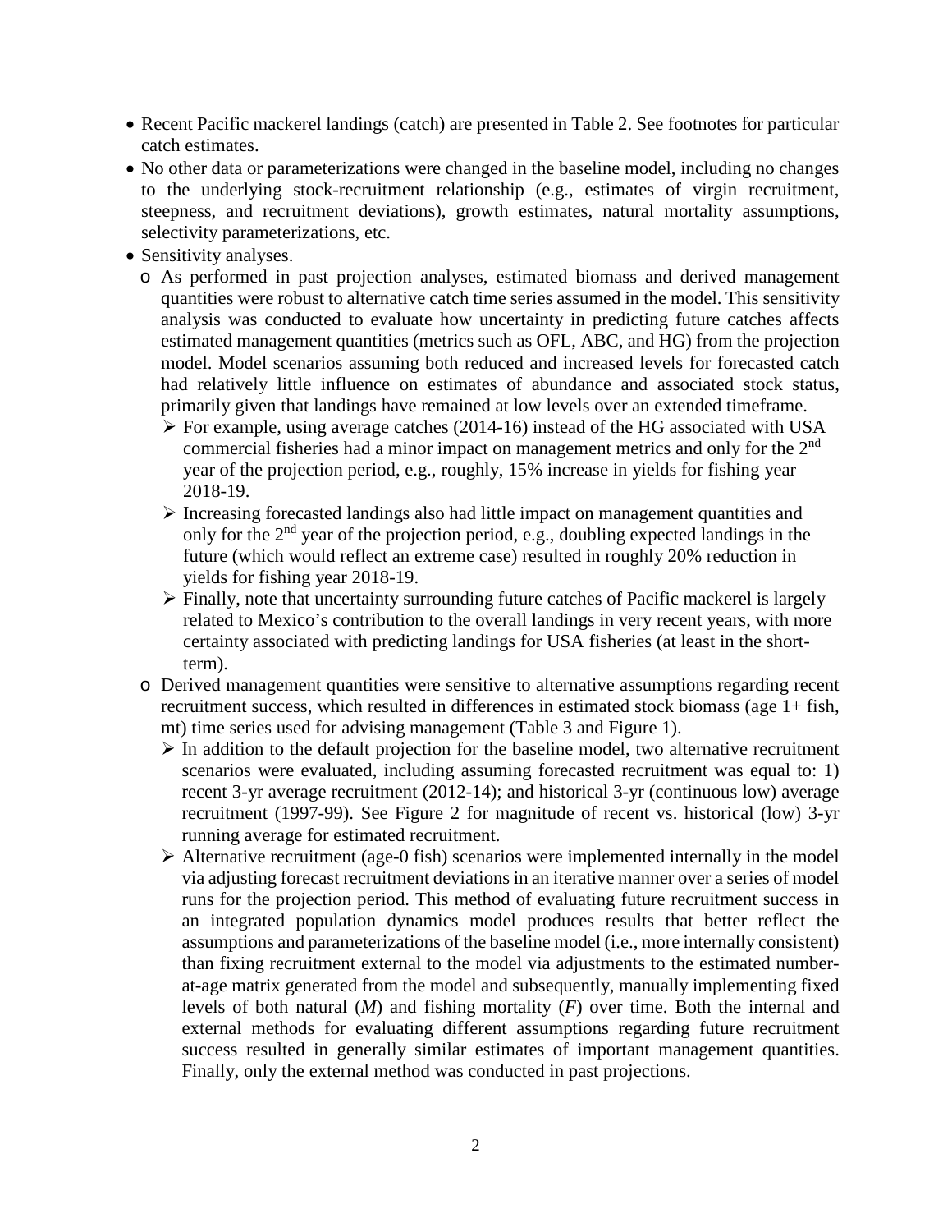- Recent Pacific mackerel landings (catch) are presented in Table 2. See footnotes for particular catch estimates.
- No other data or parameterizations were changed in the baseline model, including no changes to the underlying stock-recruitment relationship (e.g., estimates of virgin recruitment, steepness, and recruitment deviations), growth estimates, natural mortality assumptions, selectivity parameterizations, etc.
- Sensitivity analyses.
  - As performed in past projection analyses, estimated biomass and derived management quantities were robust to alternative catch time series assumed in the model. This sensitivity analysis was conducted to evaluate how uncertainty in predicting future catches affects estimated management quantities (metrics such as OFL, ABC, and HG) from the projection model. Model scenarios assuming both reduced and increased levels for forecasted catch had relatively little influence on estimates of abundance and associated stock status, primarily given that landings have remained at low levels over an extended timeframe.
    - For example, using average catches (2014-16) instead of the HG associated with USA commercial fisheries had a minor impact on management metrics and only for the 2nd year of the projection period, e.g., roughly, 15% increase in yields for fishing year 2018-19.
    - Increasing forecasted landings also had little impact on management quantities and only for the 2nd year of the projection period, e.g., doubling expected landings in the future (which would reflect an extreme case) resulted in roughly 20% reduction in yields for fishing year 2018-19.
    - Finally, note that uncertainty surrounding future catches of Pacific mackerel is largely related to Mexico's contribution to the overall landings in very recent years, with more certainty associated with predicting landings for USA fisheries (at least in the short-term).
  - Derived management quantities were sensitive to alternative assumptions regarding recent recruitment success, which resulted in differences in estimated stock biomass (age 1+ fish, mt) time series used for advising management (Table 3 and Figure 1).
    - In addition to the default projection for the baseline model, two alternative recruitment scenarios were evaluated, including assuming forecasted recruitment was equal to: 1) recent 3-yr average recruitment (2012-14); and historical 3-yr (continuous low) average recruitment (1997-99). See Figure 2 for magnitude of recent vs. historical (low) 3-yr running average for estimated recruitment.
    - Alternative recruitment (age-0 fish) scenarios were implemented internally in the model via adjusting forecast recruitment deviations in an iterative manner over a series of model runs for the projection period. This method of evaluating future recruitment success in an integrated population dynamics model produces results that better reflect the assumptions and parameterizations of the baseline model (i.e., more internally consistent) than fixing recruitment external to the model via adjustments to the estimated number-at-age matrix generated from the model and subsequently, manually implementing fixed levels of both natural (*M*) and fishing mortality (*F*) over time. Both the internal and external methods for evaluating different assumptions regarding future recruitment success resulted in generally similar estimates of important management quantities. Finally, only the external method was conducted in past projections.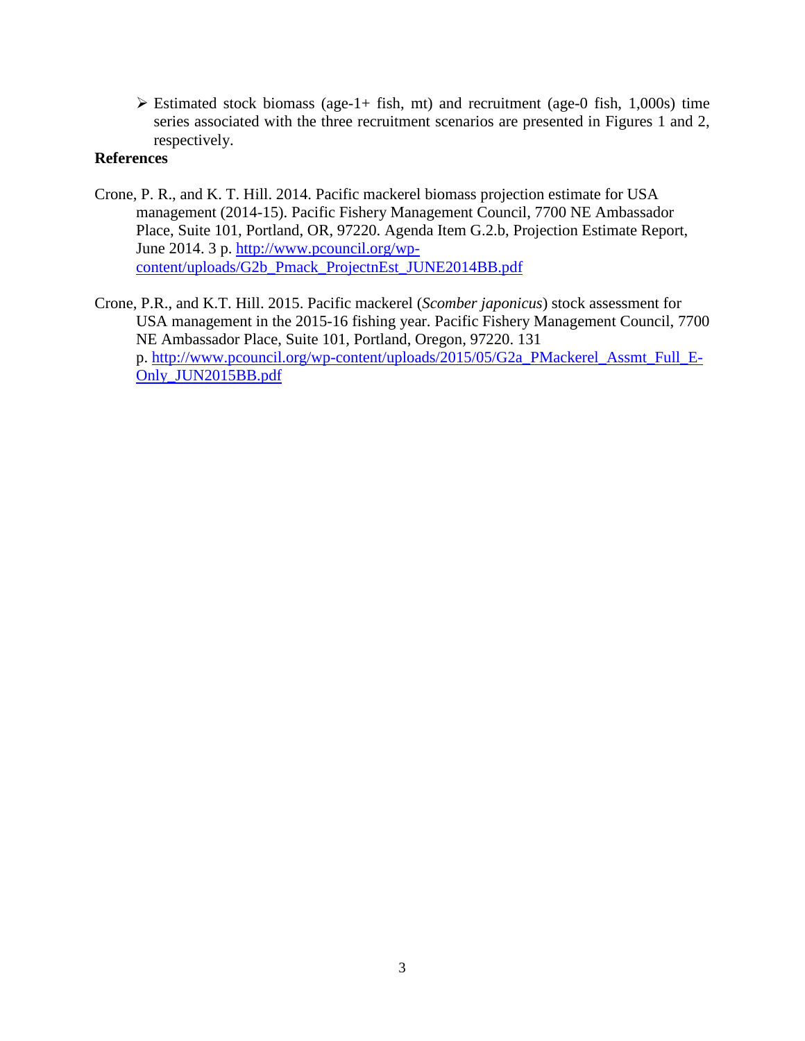- Estimated stock biomass (age-1+ fish, mt) and recruitment (age-0 fish, 1,000s) time series associated with the three recruitment scenarios are presented in Figures 1 and 2, respectively.

**References**

Crone, P. R., and K. T. Hill. 2014. Pacific mackerel biomass projection estimate for USA management (2014-15). Pacific Fishery Management Council, 7700 NE Ambassador Place, Suite 101, Portland, OR, 97220. Agenda Item G.2.b, Projection Estimate Report, June 2014. 3 p. [http://www.pcouncil.org/wp-content/uploads/G2b_Pmack_ProjectnEst_JUNE2014BB.pdf](http://www.pcouncil.org/wp-content/uploads/G2b_Pmack_ProjectnEst_JUNE2014BB.pdf)

Crone, P.R., and K.T. Hill. 2015. Pacific mackerel (*Scomber japonicus*) stock assessment for USA management in the 2015-16 fishing year. Pacific Fishery Management Council, 7700 NE Ambassador Place, Suite 101, Portland, Oregon, 97220. 131 p. [http://www.pcouncil.org/wp-content/uploads/2015/05/G2a_PMackerel_Assmt_Full_E-Only_JUN2015BB.pdf](http://www.pcouncil.org/wp-content/uploads/2015/05/G2a_PMackerel_Assmt_Full_E-Only_JUN2015BB.pdf)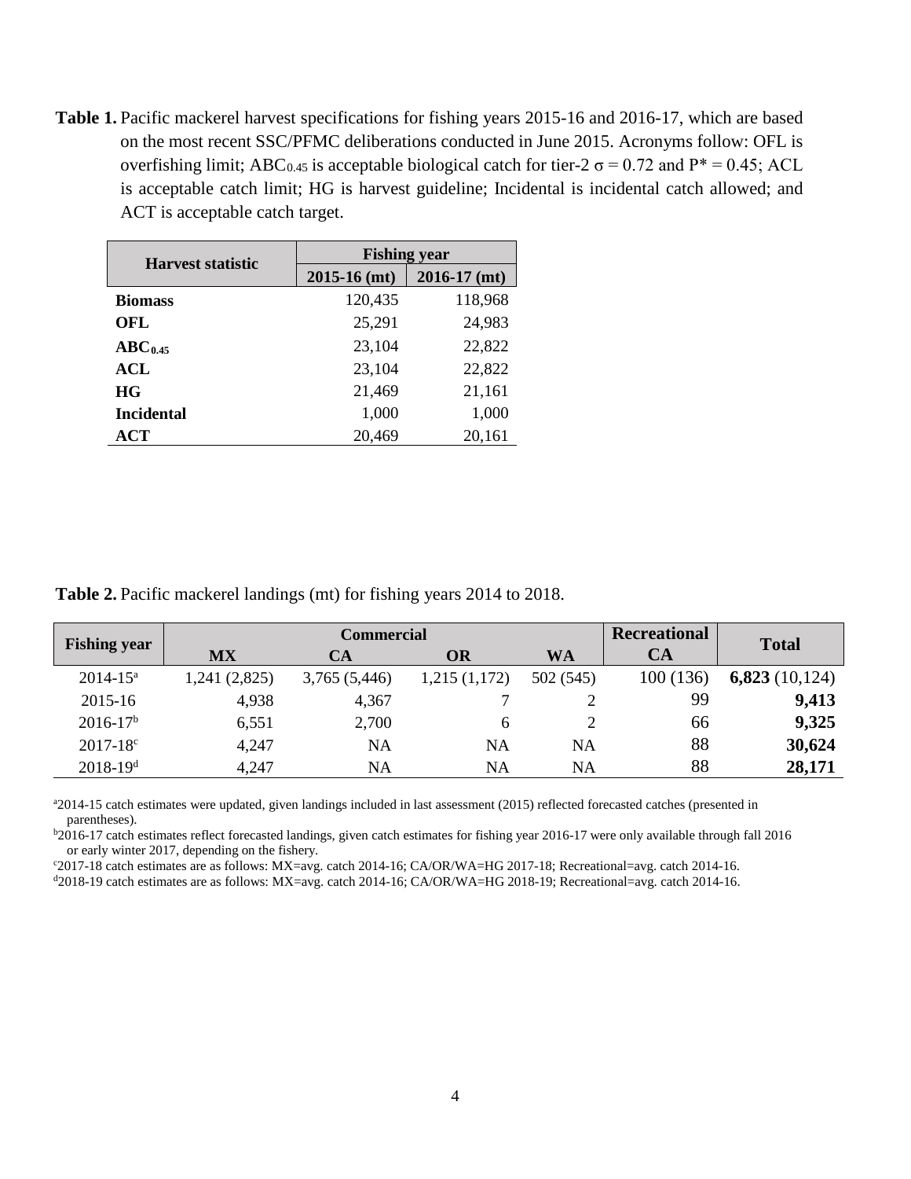**Table 1.** Pacific mackerel harvest specifications for fishing years 2015-16 and 2016-17, which are based on the most recent SSC/PFMC deliberations conducted in June 2015. Acronyms follow: OFL is overfishing limit; $ABC_{0.45}$ is acceptable biological catch for tier-2 $\sigma = 0.72$ and $P^* = 0.45$; ACL is acceptable catch limit; HG is harvest guideline; Incidental is incidental catch allowed; and ACT is acceptable catch target.

| Harvest statistic | Fishing year | |
|---|---|---|
| | 2015-16 (mt) | 2016-17 (mt) |
| **Biomass** | 120,435 | 118,968 |
| **OFL** | 25,291 | 24,983 |
| **$ABC_{0.45}$** | 23,104 | 22,822 |
| **ACL** | 23,104 | 22,822 |
| **HG** | 21,469 | 21,161 |
| **Incidental** | 1,000 | 1,000 |
| **ACT** | 20,469 | 20,161 |

**Table 2.** Pacific mackerel landings (mt) for fishing years 2014 to 2018.

| Fishing year | Commercial | | | | Recreational | Total |
|---|---|---|---|---|---|---|
| | MX | CA | OR | WA | CA | |
| 2014-15[a] | 1,241 (2,825) | 3,765 (5,446) | 1,215 (1,172) | 502 (545) | 100 (136) | **6,823** (10,124) |
| 2015-16 | 4,938 | 4,367 | 7 | 2 | 99 | **9,413** |
| 2016-17[b] | 6,551 | 2,700 | 6 | 2 | 66 | **9,325** |
| 2017-18[c] | 4,247 | NA | NA | NA | 88 | **30,624** |
| 2018-19[d] | 4,247 | NA | NA | NA | 88 | **28,171** |

[a]2014-15 catch estimates were updated, given landings included in last assessment (2015) reflected forecasted catches (presented in parentheses).

[b]2016-17 catch estimates reflect forecasted landings, given catch estimates for fishing year 2016-17 were only available through fall 2016 or early winter 2017, depending on the fishery.

[c]2017-18 catch estimates are as follows: MX=avg. catch 2014-16; CA/OR/WA=HG 2017-18; Recreational=avg. catch 2014-16.

[d]2018-19 catch estimates are as follows: MX=avg. catch 2014-16; CA/OR/WA=HG 2018-19; Recreational=avg. catch 2014-16.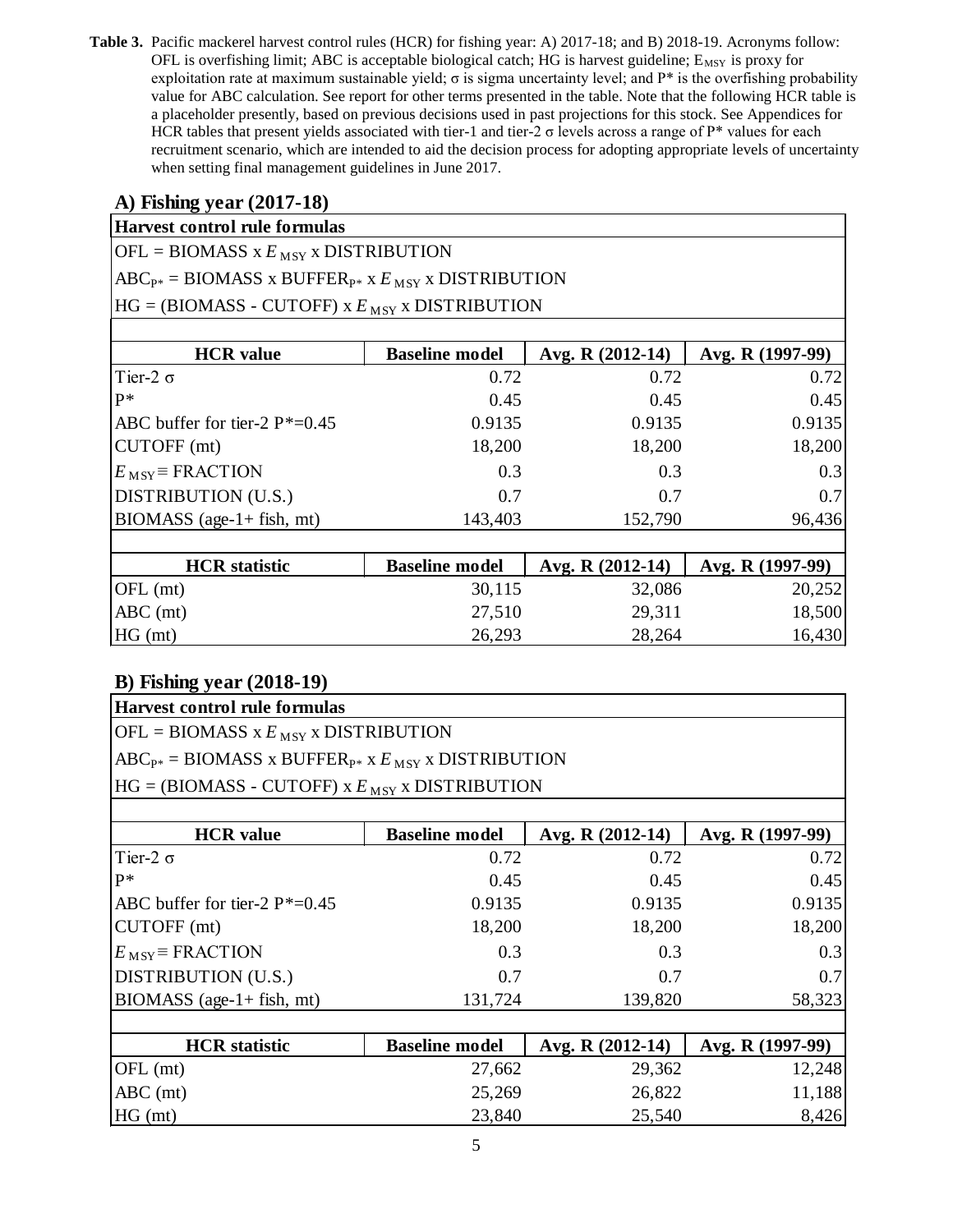**Table 3.** Pacific mackerel harvest control rules (HCR) for fishing year: A) 2017-18; and B) 2018-19. Acronyms follow: OFL is overfishing limit; ABC is acceptable biological catch; HG is harvest guideline; $E_{MSY}$ is proxy for exploitation rate at maximum sustainable yield; σ is sigma uncertainty level; and P* is the overfishing probability value for ABC calculation. See report for other terms presented in the table. Note that the following HCR table is a placeholder presently, based on previous decisions used in past projections for this stock. See Appendices for HCR tables that present yields associated with tier-1 and tier-2 σ levels across a range of P* values for each recruitment scenario, which are intended to aid the decision process for adopting appropriate levels of uncertainty when setting final management guidelines in June 2017.

### A) Fishing year (2017-18)

**Harvest control rule formulas**

OFL = BIOMASS x $E_{MSY}$ x DISTRIBUTION

$ABC_{P*}$ = BIOMASS x $BUFFER_{P*}$ x $E_{MSY}$ x DISTRIBUTION

HG = (BIOMASS - CUTOFF) x $E_{MSY}$ x DISTRIBUTION

| HCR value | Baseline model | Avg. R (2012-14) | Avg. R (1997-99) |
|---|---|---|---|
| Tier-2 σ | 0.72 | 0.72 | 0.72 |
| P* | 0.45 | 0.45 | 0.45 |
| ABC buffer for tier-2 P*=0.45 | 0.9135 | 0.9135 | 0.9135 |
| CUTOFF (mt) | 18,200 | 18,200 | 18,200 |
| $E_{MSY}$ ≡ FRACTION | 0.3 | 0.3 | 0.3 |
| DISTRIBUTION (U.S.) | 0.7 | 0.7 | 0.7 |
| BIOMASS (age-1+ fish, mt) | 143,403 | 152,790 | 96,436 |

| HCR statistic | Baseline model | Avg. R (2012-14) | Avg. R (1997-99) |
|---|---|---|---|
| OFL (mt) | 30,115 | 32,086 | 20,252 |
| ABC (mt) | 27,510 | 29,311 | 18,500 |
| HG (mt) | 26,293 | 28,264 | 16,430 |

### B) Fishing year (2018-19)

**Harvest control rule formulas**

OFL = BIOMASS x $E_{MSY}$ x DISTRIBUTION

$ABC_{P*}$ = BIOMASS x $BUFFER_{P*}$ x $E_{MSY}$ x DISTRIBUTION

HG = (BIOMASS - CUTOFF) x $E_{MSY}$ x DISTRIBUTION

| HCR value | Baseline model | Avg. R (2012-14) | Avg. R (1997-99) |
|---|---|---|---|
| Tier-2 σ | 0.72 | 0.72 | 0.72 |
| P* | 0.45 | 0.45 | 0.45 |
| ABC buffer for tier-2 P*=0.45 | 0.9135 | 0.9135 | 0.9135 |
| CUTOFF (mt) | 18,200 | 18,200 | 18,200 |
| $E_{MSY}$ ≡ FRACTION | 0.3 | 0.3 | 0.3 |
| DISTRIBUTION (U.S.) | 0.7 | 0.7 | 0.7 |
| BIOMASS (age-1+ fish, mt) | 131,724 | 139,820 | 58,323 |

| HCR statistic | Baseline model | Avg. R (2012-14) | Avg. R (1997-99) |
|---|---|---|---|
| OFL (mt) | 27,662 | 29,362 | 12,248 |
| ABC (mt) | 25,269 | 26,822 | 11,188 |
| HG (mt) | 23,840 | 25,540 | 8,426 |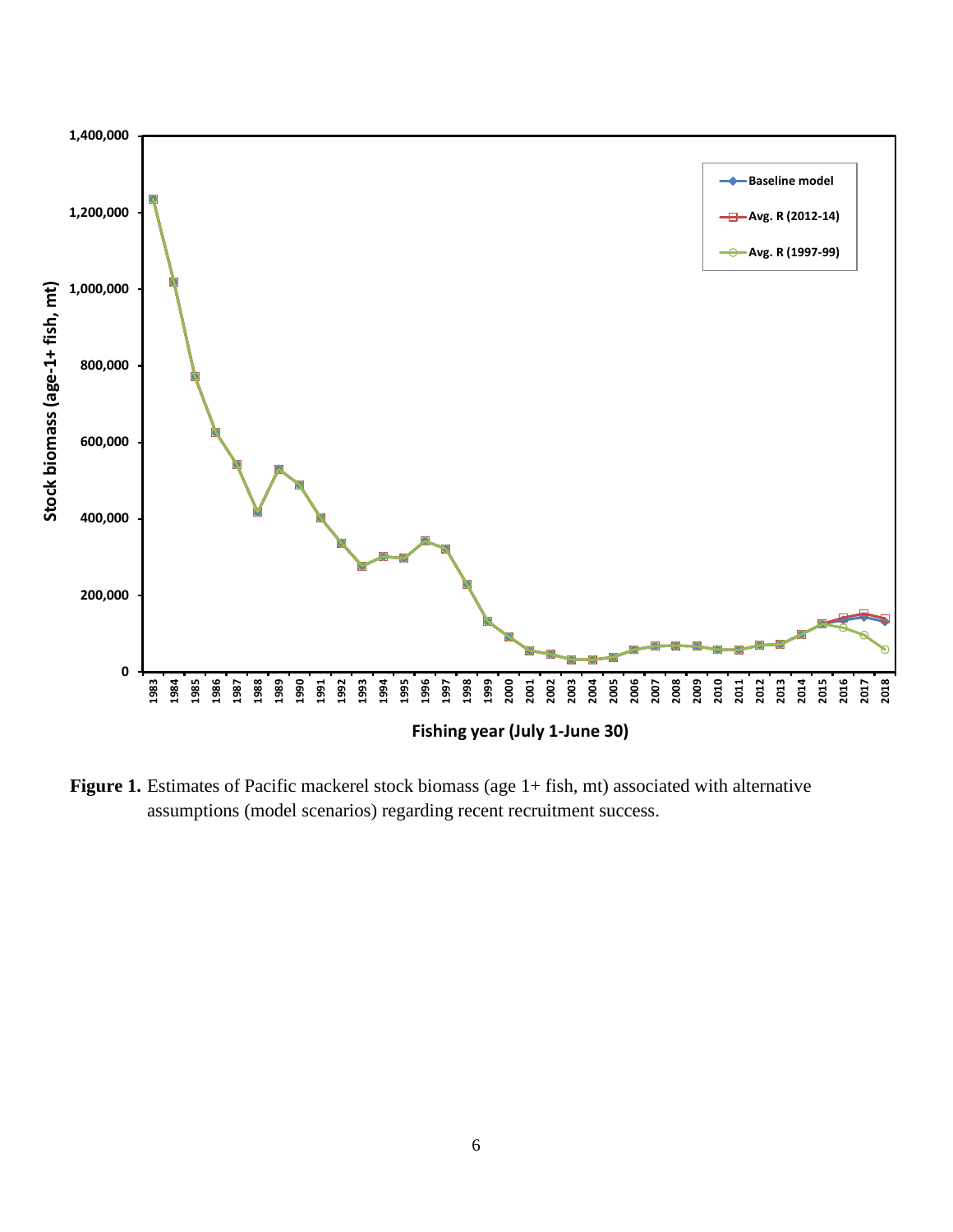**Figure 1.** Estimates of Pacific mackerel stock biomass (age 1+ fish, mt) associated with alternative assumptions (model scenarios) regarding recent recruitment success.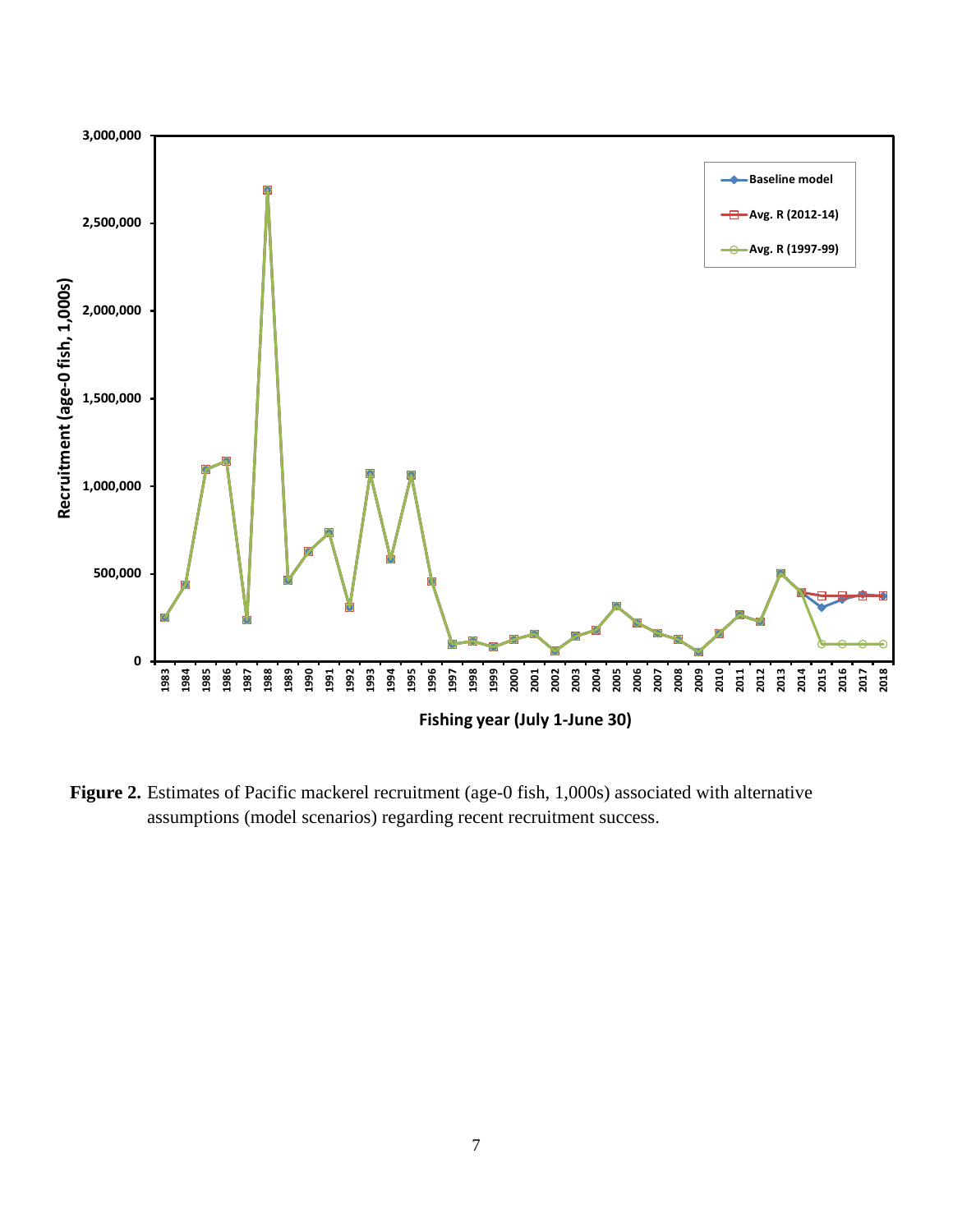**Figure 2.** Estimates of Pacific mackerel recruitment (age-0 fish, 1,000s) associated with alternative assumptions (model scenarios) regarding recent recruitment success.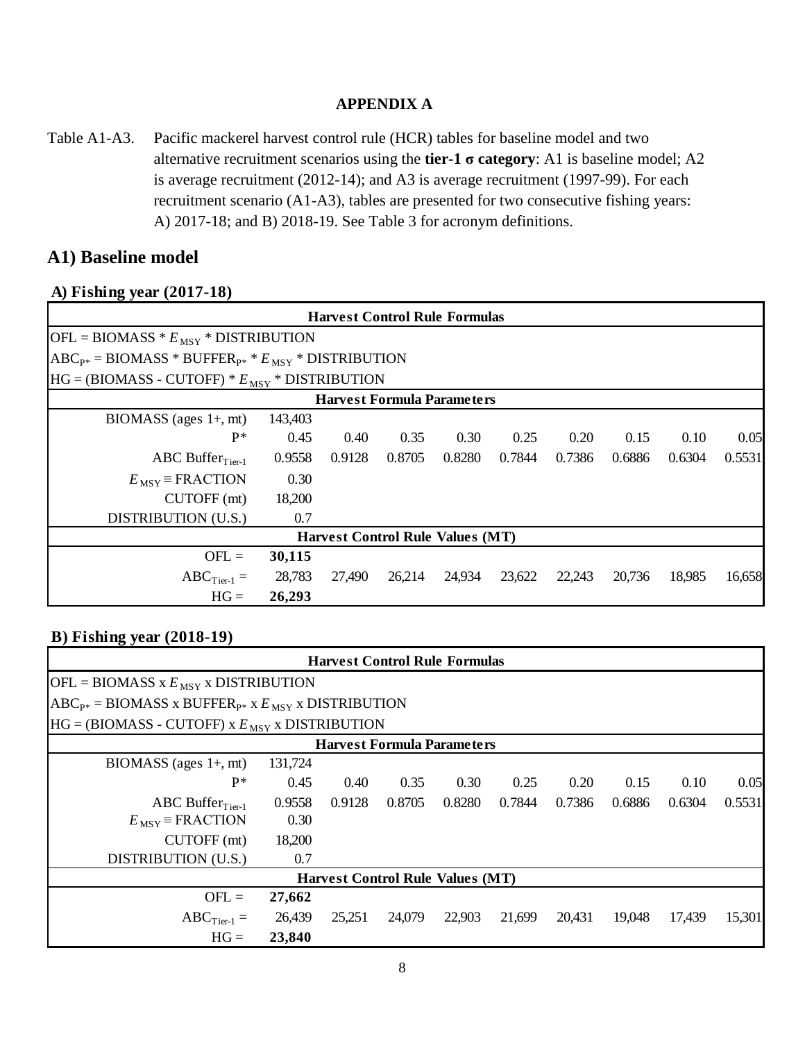**APPENDIX A**

Table A1-A3. Pacific mackerel harvest control rule (HCR) tables for baseline model and two alternative recruitment scenarios using the **tier-1 σ category**: A1 is baseline model; A2 is average recruitment (2012-14); and A3 is average recruitment (1997-99). For each recruitment scenario (A1-A3), tables are presented for two consecutive fishing years: A) 2017-18; and B) 2018-19. See Table 3 for acronym definitions.

## A1) Baseline model

### A) Fishing year (2017-18)

| **Harvest Control Rule Formulas** | | | | | | | | | |
|---|---|---|---|---|---|---|---|---|---|
| OFL = BIOMASS * $E_{MSY}$ * DISTRIBUTION | | | | | | | | | |
| $ABC_{P*}$ = BIOMASS * $BUFFER_{P*}$ * $E_{MSY}$ * DISTRIBUTION | | | | | | | | | |
| HG = (BIOMASS - CUTOFF) * $E_{MSY}$ * DISTRIBUTION | | | | | | | | | |
| **Harvest Formula Parameters** | | | | | | | | | |
| BIOMASS (ages 1+, mt) | 143,403 | | | | | | | | |
| P* | 0.45 | 0.40 | 0.35 | 0.30 | 0.25 | 0.20 | 0.15 | 0.10 | 0.05 |
| ABC $Buffer_{Tier-1}$ | 0.9558 | 0.9128 | 0.8705 | 0.8280 | 0.7844 | 0.7386 | 0.6886 | 0.6304 | 0.5531 |
| $E_{MSY}$ ≡ FRACTION | 0.30 | | | | | | | | |
| CUTOFF (mt) | 18,200 | | | | | | | | |
| DISTRIBUTION (U.S.) | 0.7 | | | | | | | | |
| **Harvest Control Rule Values (MT)** | | | | | | | | | |
| OFL = | **30,115** | | | | | | | | |
| $ABC_{Tier-1}$ = | 28,783 | 27,490 | 26,214 | 24,934 | 23,622 | 22,243 | 20,736 | 18,985 | 16,658 |
| HG = | **26,293** | | | | | | | | |

### B) Fishing year (2018-19)

| **Harvest Control Rule Formulas** | | | | | | | | | |
|---|---|---|---|---|---|---|---|---|---|
| OFL = BIOMASS x $E_{MSY}$ x DISTRIBUTION | | | | | | | | | |
| $ABC_{P*}$ = BIOMASS x $BUFFER_{P*}$ x $E_{MSY}$ x DISTRIBUTION | | | | | | | | | |
| HG = (BIOMASS - CUTOFF) x $E_{MSY}$ x DISTRIBUTION | | | | | | | | | |
| **Harvest Formula Parameters** | | | | | | | | | |
| BIOMASS (ages 1+, mt) | 131,724 | | | | | | | | |
| P* | 0.45 | 0.40 | 0.35 | 0.30 | 0.25 | 0.20 | 0.15 | 0.10 | 0.05 |
| ABC $Buffer_{Tier-1}$ | 0.9558 | 0.9128 | 0.8705 | 0.8280 | 0.7844 | 0.7386 | 0.6886 | 0.6304 | 0.5531 |
| $E_{MSY}$ ≡ FRACTION | 0.30 | | | | | | | | |
| CUTOFF (mt) | 18,200 | | | | | | | | |
| DISTRIBUTION (U.S.) | 0.7 | | | | | | | | |
| **Harvest Control Rule Values (MT)** | | | | | | | | | |
| OFL = | **27,662** | | | | | | | | |
| $ABC_{Tier-1}$ = | 26,439 | 25,251 | 24,079 | 22,903 | 21,699 | 20,431 | 19,048 | 17,439 | 15,301 |
| HG = | **23,840** | | | | | | | | |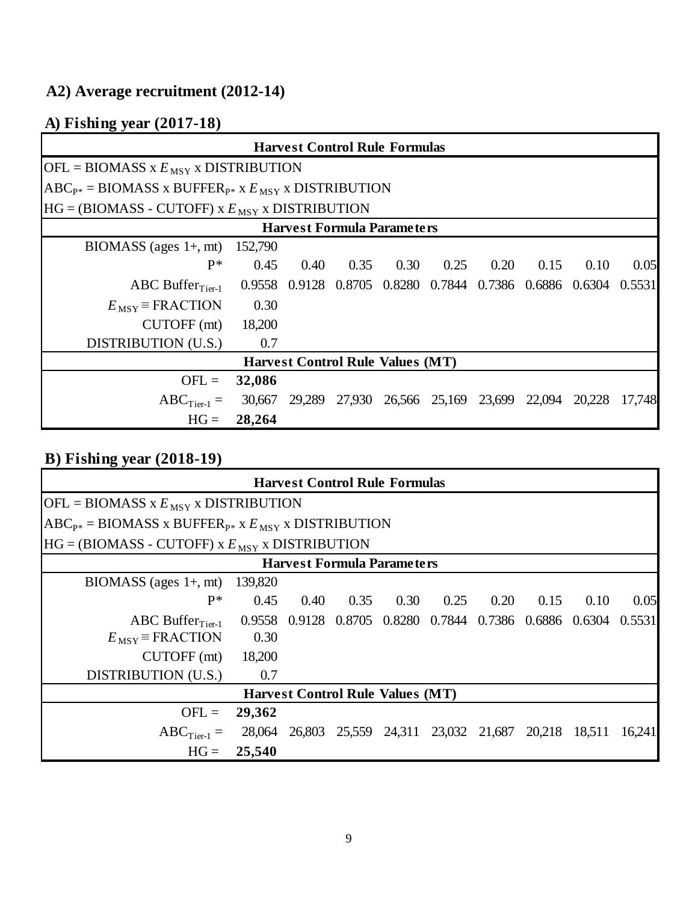## A2) Average recruitment (2012-14)

### A) Fishing year (2017-18)

| Harvest Control Rule Formulas | | | | | | | | | |
|---|---|---|---|---|---|---|---|---|---|
| OFL = BIOMASS x $E_{MSY}$ x DISTRIBUTION | | | | | | | | | |
| $ABC_{P*}$ = BIOMASS x $BUFFER_{P*}$ x $E_{MSY}$ x DISTRIBUTION | | | | | | | | | |
| HG = (BIOMASS - CUTOFF) x $E_{MSY}$ x DISTRIBUTION | | | | | | | | | |
| **Harvest Formula Parameters** | | | | | | | | | |
| BIOMASS (ages 1+, mt) | 152,790 | | | | | | | | |
| P* | 0.45 | 0.40 | 0.35 | 0.30 | 0.25 | 0.20 | 0.15 | 0.10 | 0.05 |
| ABC $Buffer_{Tier-1}$ | 0.9558 | 0.9128 | 0.8705 | 0.8280 | 0.7844 | 0.7386 | 0.6886 | 0.6304 | 0.5531 |
| $E_{MSY}$ ≡ FRACTION | 0.30 | | | | | | | | |
| CUTOFF (mt) | 18,200 | | | | | | | | |
| DISTRIBUTION (U.S.) | 0.7 | | | | | | | | |
| **Harvest Control Rule Values (MT)** | | | | | | | | | |
| OFL = | **32,086** | | | | | | | | |
| $ABC_{Tier-1}$ = | 30,667 | 29,289 | 27,930 | 26,566 | 25,169 | 23,699 | 22,094 | 20,228 | 17,748 |
| HG = | **28,264** | | | | | | | | |

### B) Fishing year (2018-19)

| Harvest Control Rule Formulas | | | | | | | | | |
|---|---|---|---|---|---|---|---|---|---|
| OFL = BIOMASS x $E_{MSY}$ x DISTRIBUTION | | | | | | | | | |
| $ABC_{P*}$ = BIOMASS x $BUFFER_{P*}$ x $E_{MSY}$ x DISTRIBUTION | | | | | | | | | |
| HG = (BIOMASS - CUTOFF) x $E_{MSY}$ x DISTRIBUTION | | | | | | | | | |
| **Harvest Formula Parameters** | | | | | | | | | |
| BIOMASS (ages 1+, mt) | 139,820 | | | | | | | | |
| P* | 0.45 | 0.40 | 0.35 | 0.30 | 0.25 | 0.20 | 0.15 | 0.10 | 0.05 |
| ABC $Buffer_{Tier-1}$ | 0.9558 | 0.9128 | 0.8705 | 0.8280 | 0.7844 | 0.7386 | 0.6886 | 0.6304 | 0.5531 |
| $E_{MSY}$ ≡ FRACTION | 0.30 | | | | | | | | |
| CUTOFF (mt) | 18,200 | | | | | | | | |
| DISTRIBUTION (U.S.) | 0.7 | | | | | | | | |
| **Harvest Control Rule Values (MT)** | | | | | | | | | |
| OFL = | **29,362** | | | | | | | | |
| $ABC_{Tier-1}$ = | 28,064 | 26,803 | 25,559 | 24,311 | 23,032 | 21,687 | 20,218 | 18,511 | 16,241 |
| HG = | **25,540** | | | | | | | | |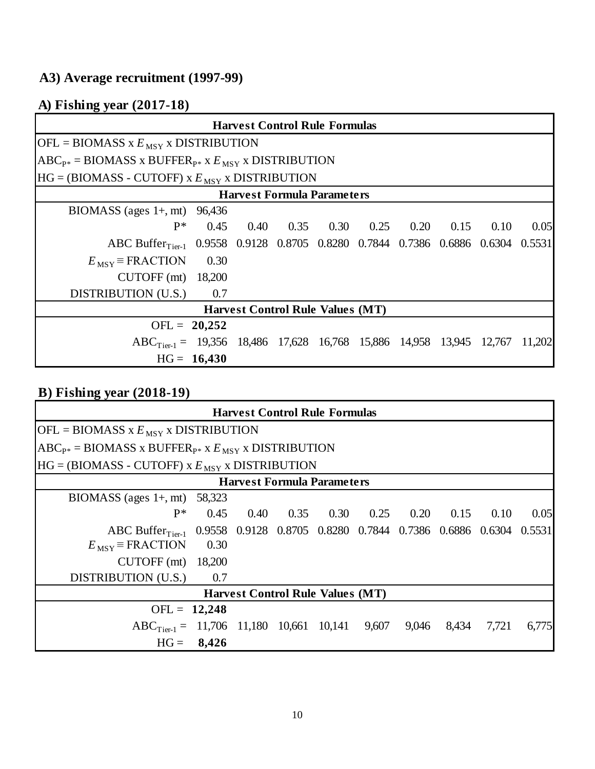## A3) Average recruitment (1997-99)

### A) Fishing year (2017-18)

| Harvest Control Rule Formulas | | | | | | | | | |
|---|---|---|---|---|---|---|---|---|---|
| OFL = BIOMASS x $E_{MSY}$ x DISTRIBUTION | | | | | | | | | |
| $ABC_{P*}$ = BIOMASS x $BUFFER_{P*}$ x $E_{MSY}$ x DISTRIBUTION | | | | | | | | | |
| HG = (BIOMASS - CUTOFF) x $E_{MSY}$ x DISTRIBUTION | | | | | | | | | |
| **Harvest Formula Parameters** | | | | | | | | | |
| BIOMASS (ages 1+, mt) | 96,436 | | | | | | | | |
| P* | 0.45 | 0.40 | 0.35 | 0.30 | 0.25 | 0.20 | 0.15 | 0.10 | 0.05 |
| ABC $Buffer_{Tier-1}$ | 0.9558 | 0.9128 | 0.8705 | 0.8280 | 0.7844 | 0.7386 | 0.6886 | 0.6304 | 0.5531 |
| $E_{MSY}$ ≡ FRACTION | 0.30 | | | | | | | | |
| CUTOFF (mt) | 18,200 | | | | | | | | |
| DISTRIBUTION (U.S.) | 0.7 | | | | | | | | |
| **Harvest Control Rule Values (MT)** | | | | | | | | | |
| OFL = | **20,252** | | | | | | | | |
| $ABC_{Tier-1}$ = | 19,356 | 18,486 | 17,628 | 16,768 | 15,886 | 14,958 | 13,945 | 12,767 | 11,202 |
| HG = | **16,430** | | | | | | | | |

### B) Fishing year (2018-19)

| Harvest Control Rule Formulas | | | | | | | | | |
|---|---|---|---|---|---|---|---|---|---|
| OFL = BIOMASS x $E_{MSY}$ x DISTRIBUTION | | | | | | | | | |
| $ABC_{P*}$ = BIOMASS x $BUFFER_{P*}$ x $E_{MSY}$ x DISTRIBUTION | | | | | | | | | |
| HG = (BIOMASS - CUTOFF) x $E_{MSY}$ x DISTRIBUTION | | | | | | | | | |
| **Harvest Formula Parameters** | | | | | | | | | |
| BIOMASS (ages 1+, mt) | 58,323 | | | | | | | | |
| P* | 0.45 | 0.40 | 0.35 | 0.30 | 0.25 | 0.20 | 0.15 | 0.10 | 0.05 |
| ABC $Buffer_{Tier-1}$ | 0.9558 | 0.9128 | 0.8705 | 0.8280 | 0.7844 | 0.7386 | 0.6886 | 0.6304 | 0.5531 |
| $E_{MSY}$ ≡ FRACTION | 0.30 | | | | | | | | |
| CUTOFF (mt) | 18,200 | | | | | | | | |
| DISTRIBUTION (U.S.) | 0.7 | | | | | | | | |
| **Harvest Control Rule Values (MT)** | | | | | | | | | |
| OFL = | **12,248** | | | | | | | | |
| $ABC_{Tier-1}$ = | 11,706 | 11,180 | 10,661 | 10,141 | 9,607 | 9,046 | 8,434 | 7,721 | 6,775 |
| HG = | **8,426** | | | | | | | | |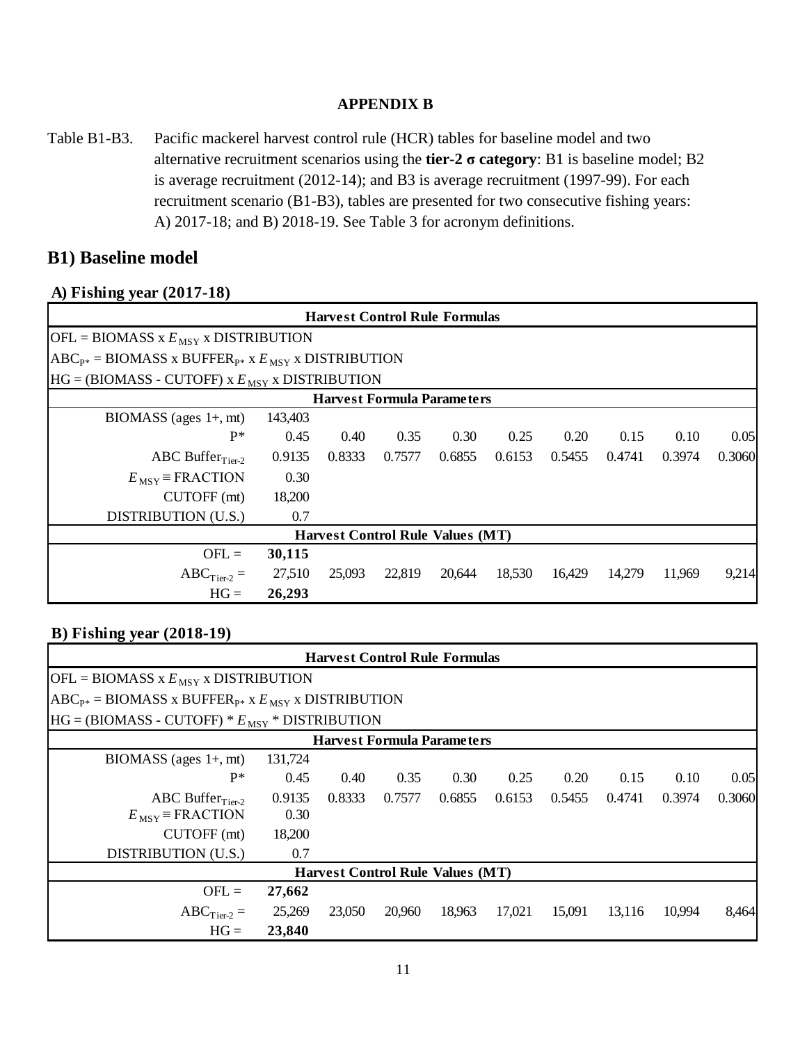**APPENDIX B**

Table B1-B3. Pacific mackerel harvest control rule (HCR) tables for baseline model and two alternative recruitment scenarios using the **tier-2 σ category**: B1 is baseline model; B2 is average recruitment (2012-14); and B3 is average recruitment (1997-99). For each recruitment scenario (B1-B3), tables are presented for two consecutive fishing years: A) 2017-18; and B) 2018-19. See Table 3 for acronym definitions.

## B1) Baseline model

### A) Fishing year (2017-18)

| **Harvest Control Rule Formulas** | | | | | | | | | |
|---|---|---|---|---|---|---|---|---|---|
| OFL = BIOMASS x $E_{MSY}$ x DISTRIBUTION | | | | | | | | | |
| $ABC_{P*}$ = BIOMASS x $BUFFER_{P*}$ x $E_{MSY}$ x DISTRIBUTION | | | | | | | | | |
| HG = (BIOMASS - CUTOFF) x $E_{MSY}$ x DISTRIBUTION | | | | | | | | | |
| **Harvest Formula Parameters** | | | | | | | | | |
| BIOMASS (ages 1+, mt) | 143,403 | | | | | | | | |
| P* | 0.45 | 0.40 | 0.35 | 0.30 | 0.25 | 0.20 | 0.15 | 0.10 | 0.05 |
| ABC $Buffer_{Tier-2}$ | 0.9135 | 0.8333 | 0.7577 | 0.6855 | 0.6153 | 0.5455 | 0.4741 | 0.3974 | 0.3060 |
| $E_{MSY}$ ≡ FRACTION | 0.30 | | | | | | | | |
| CUTOFF (mt) | 18,200 | | | | | | | | |
| DISTRIBUTION (U.S.) | 0.7 | | | | | | | | |
| **Harvest Control Rule Values (MT)** | | | | | | | | | |
| OFL = | **30,115** | | | | | | | | |
| $ABC_{Tier-2}$ = | 27,510 | 25,093 | 22,819 | 20,644 | 18,530 | 16,429 | 14,279 | 11,969 | 9,214 |
| HG = | **26,293** | | | | | | | | |

### B) Fishing year (2018-19)

| **Harvest Control Rule Formulas** | | | | | | | | | |
|---|---|---|---|---|---|---|---|---|---|
| OFL = BIOMASS x $E_{MSY}$ x DISTRIBUTION | | | | | | | | | |
| $ABC_{P*}$ = BIOMASS x $BUFFER_{P*}$ x $E_{MSY}$ x DISTRIBUTION | | | | | | | | | |
| HG = (BIOMASS - CUTOFF) * $E_{MSY}$ * DISTRIBUTION | | | | | | | | | |
| **Harvest Formula Parameters** | | | | | | | | | |
| BIOMASS (ages 1+, mt) | 131,724 | | | | | | | | |
| P* | 0.45 | 0.40 | 0.35 | 0.30 | 0.25 | 0.20 | 0.15 | 0.10 | 0.05 |
| ABC $Buffer_{Tier-2}$ | 0.9135 | 0.8333 | 0.7577 | 0.6855 | 0.6153 | 0.5455 | 0.4741 | 0.3974 | 0.3060 |
| $E_{MSY}$ ≡ FRACTION | 0.30 | | | | | | | | |
| CUTOFF (mt) | 18,200 | | | | | | | | |
| DISTRIBUTION (U.S.) | 0.7 | | | | | | | | |
| **Harvest Control Rule Values (MT)** | | | | | | | | | |
| OFL = | **27,662** | | | | | | | | |
| $ABC_{Tier-2}$ = | 25,269 | 23,050 | 20,960 | 18,963 | 17,021 | 15,091 | 13,116 | 10,994 | 8,464 |
| HG = | **23,840** | | | | | | | | |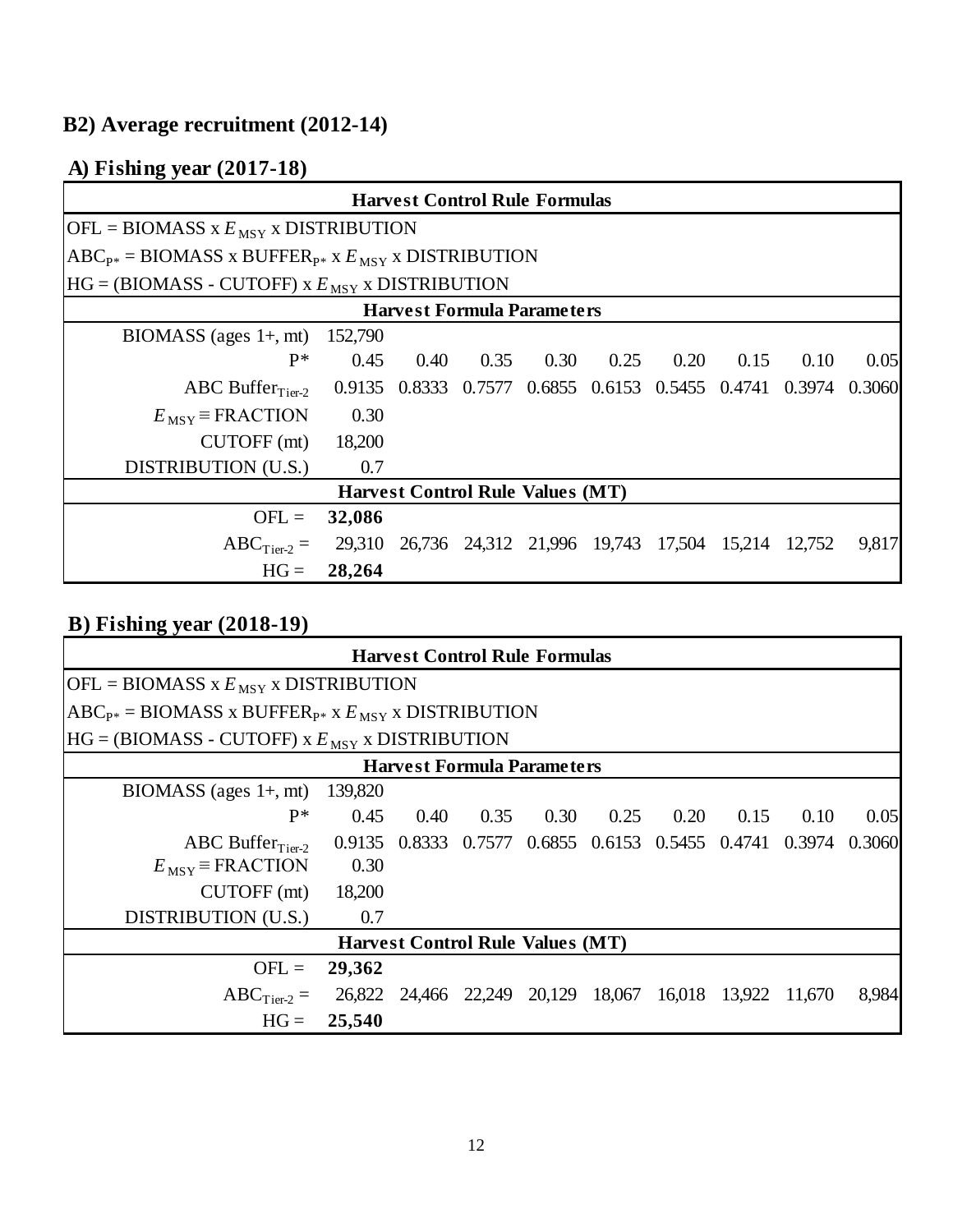## B2) Average recruitment (2012-14)

### A) Fishing year (2017-18)

| Harvest Control Rule Formulas | | | | | | | | | |
|---|---|---|---|---|---|---|---|---|---|
| OFL = BIOMASS x $E_{MSY}$ x DISTRIBUTION | | | | | | | | | |
| $ABC_{P*}$ = BIOMASS x $BUFFER_{P*}$ x $E_{MSY}$ x DISTRIBUTION | | | | | | | | | |
| HG = (BIOMASS - CUTOFF) x $E_{MSY}$ x DISTRIBUTION | | | | | | | | | |
| **Harvest Formula Parameters** | | | | | | | | | |
| BIOMASS (ages 1+, mt) | 152,790 | | | | | | | | |
| P* | 0.45 | 0.40 | 0.35 | 0.30 | 0.25 | 0.20 | 0.15 | 0.10 | 0.05 |
| ABC $Buffer_{Tier-2}$ | 0.9135 | 0.8333 | 0.7577 | 0.6855 | 0.6153 | 0.5455 | 0.4741 | 0.3974 | 0.3060 |
| $E_{MSY}$ ≡ FRACTION | 0.30 | | | | | | | | |
| CUTOFF (mt) | 18,200 | | | | | | | | |
| DISTRIBUTION (U.S.) | 0.7 | | | | | | | | |
| **Harvest Control Rule Values (MT)** | | | | | | | | | |
| OFL = | **32,086** | | | | | | | | |
| $ABC_{Tier-2}$ = | 29,310 | 26,736 | 24,312 | 21,996 | 19,743 | 17,504 | 15,214 | 12,752 | 9,817 |
| HG = | **28,264** | | | | | | | | |

### B) Fishing year (2018-19)

| Harvest Control Rule Formulas | | | | | | | | | |
|---|---|---|---|---|---|---|---|---|---|
| OFL = BIOMASS x $E_{MSY}$ x DISTRIBUTION | | | | | | | | | |
| $ABC_{P*}$ = BIOMASS x $BUFFER_{P*}$ x $E_{MSY}$ x DISTRIBUTION | | | | | | | | | |
| HG = (BIOMASS - CUTOFF) x $E_{MSY}$ x DISTRIBUTION | | | | | | | | | |
| **Harvest Formula Parameters** | | | | | | | | | |
| BIOMASS (ages 1+, mt) | 139,820 | | | | | | | | |
| P* | 0.45 | 0.40 | 0.35 | 0.30 | 0.25 | 0.20 | 0.15 | 0.10 | 0.05 |
| ABC $Buffer_{Tier-2}$ | 0.9135 | 0.8333 | 0.7577 | 0.6855 | 0.6153 | 0.5455 | 0.4741 | 0.3974 | 0.3060 |
| $E_{MSY}$ ≡ FRACTION | 0.30 | | | | | | | | |
| CUTOFF (mt) | 18,200 | | | | | | | | |
| DISTRIBUTION (U.S.) | 0.7 | | | | | | | | |
| **Harvest Control Rule Values (MT)** | | | | | | | | | |
| OFL = | **29,362** | | | | | | | | |
| $ABC_{Tier-2}$ = | 26,822 | 24,466 | 22,249 | 20,129 | 18,067 | 16,018 | 13,922 | 11,670 | 8,984 |
| HG = | **25,540** | | | | | | | | |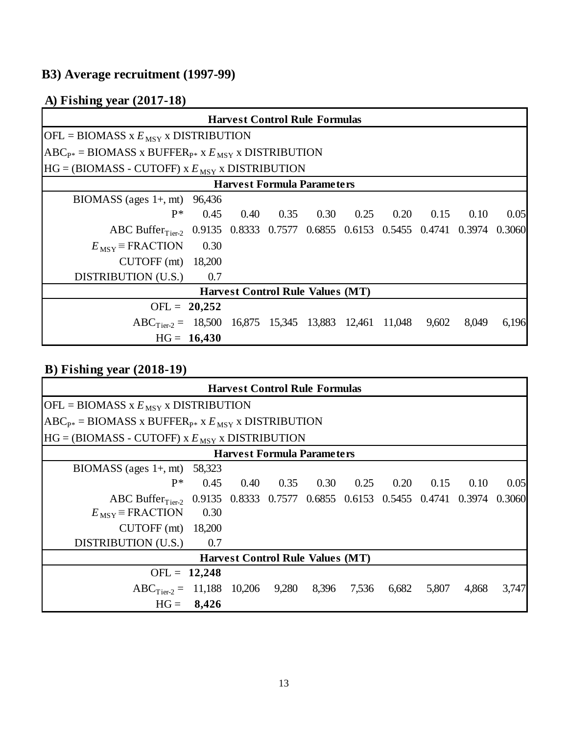## B3) Average recruitment (1997-99)

### A) Fishing year (2017-18)

| Harvest Control Rule Formulas | | | | | | | | | |
|---|---|---|---|---|---|---|---|---|---|
| OFL = BIOMASS x $E_{MSY}$ x DISTRIBUTION | | | | | | | | | |
| $ABC_{P*}$ = BIOMASS x $BUFFER_{P*}$ x $E_{MSY}$ x DISTRIBUTION | | | | | | | | | |
| HG = (BIOMASS - CUTOFF) x $E_{MSY}$ x DISTRIBUTION | | | | | | | | | |
| **Harvest Formula Parameters** | | | | | | | | | |
| BIOMASS (ages 1+, mt) | 96,436 | | | | | | | | |
| P* | 0.45 | 0.40 | 0.35 | 0.30 | 0.25 | 0.20 | 0.15 | 0.10 | 0.05 |
| ABC $Buffer_{Tier-2}$ | 0.9135 | 0.8333 | 0.7577 | 0.6855 | 0.6153 | 0.5455 | 0.4741 | 0.3974 | 0.3060 |
| $E_{MSY}$ ≡ FRACTION | 0.30 | | | | | | | | |
| CUTOFF (mt) | 18,200 | | | | | | | | |
| DISTRIBUTION (U.S.) | 0.7 | | | | | | | | |
| **Harvest Control Rule Values (MT)** | | | | | | | | | |
| OFL = | **20,252** | | | | | | | | |
| $ABC_{Tier-2}$ = | 18,500 | 16,875 | 15,345 | 13,883 | 12,461 | 11,048 | 9,602 | 8,049 | 6,196 |
| HG = | **16,430** | | | | | | | | |

### B) Fishing year (2018-19)

| Harvest Control Rule Formulas | | | | | | | | | |
|---|---|---|---|---|---|---|---|---|---|
| OFL = BIOMASS x $E_{MSY}$ x DISTRIBUTION | | | | | | | | | |
| $ABC_{P*}$ = BIOMASS x $BUFFER_{P*}$ x $E_{MSY}$ x DISTRIBUTION | | | | | | | | | |
| HG = (BIOMASS - CUTOFF) x $E_{MSY}$ x DISTRIBUTION | | | | | | | | | |
| **Harvest Formula Parameters** | | | | | | | | | |
| BIOMASS (ages 1+, mt) | 58,323 | | | | | | | | |
| P* | 0.45 | 0.40 | 0.35 | 0.30 | 0.25 | 0.20 | 0.15 | 0.10 | 0.05 |
| ABC $Buffer_{Tier-2}$ | 0.9135 | 0.8333 | 0.7577 | 0.6855 | 0.6153 | 0.5455 | 0.4741 | 0.3974 | 0.3060 |
| $E_{MSY}$ ≡ FRACTION | 0.30 | | | | | | | | |
| CUTOFF (mt) | 18,200 | | | | | | | | |
| DISTRIBUTION (U.S.) | 0.7 | | | | | | | | |
| **Harvest Control Rule Values (MT)** | | | | | | | | | |
| OFL = | **12,248** | | | | | | | | |
| $ABC_{Tier-2}$ = | 11,188 | 10,206 | 9,280 | 8,396 | 7,536 | 6,682 | 5,807 | 4,868 | 3,747 |
| HG = | **8,426** | | | | | | | | |